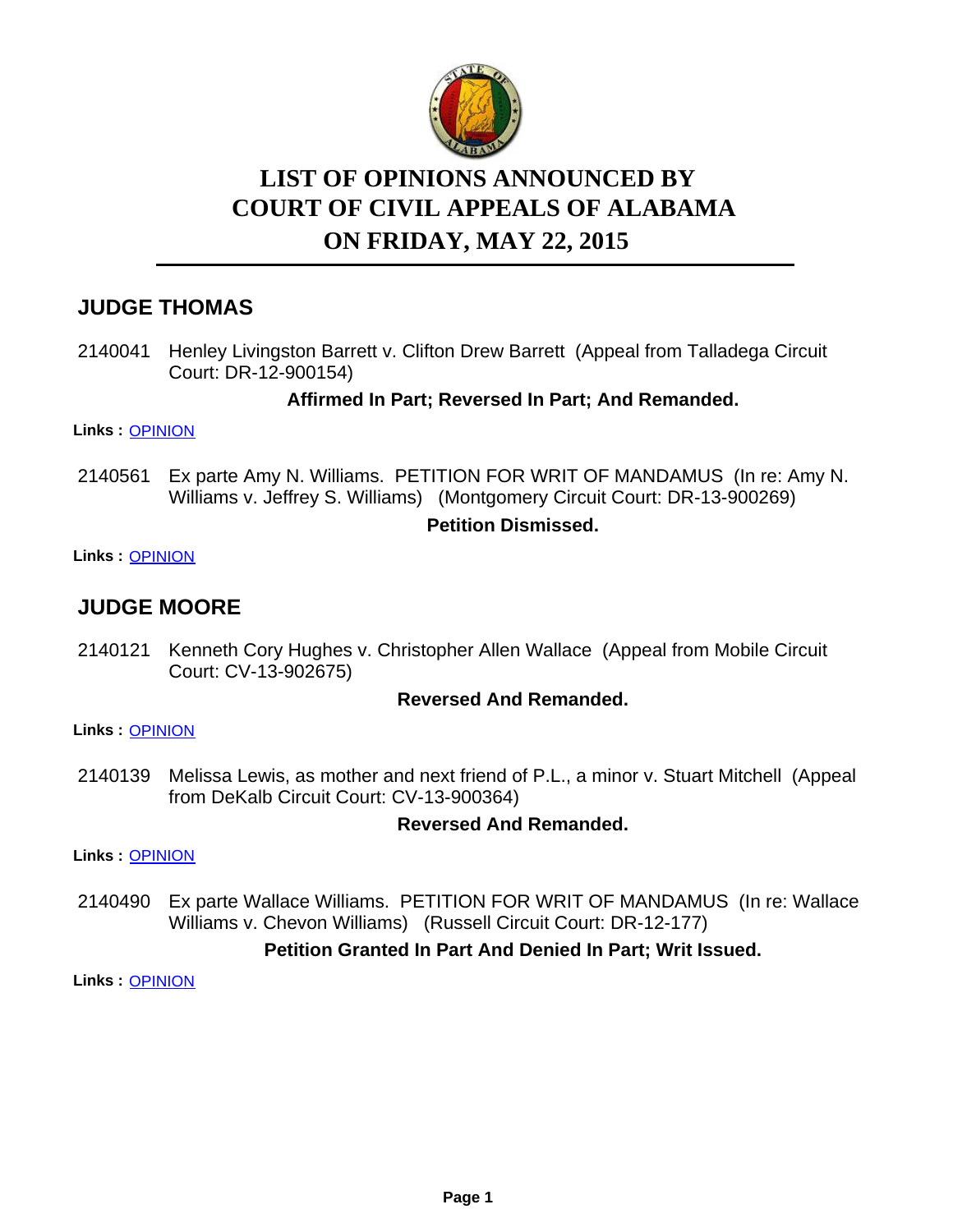# LIST OF OPINIONS ANNOUNCED BY COURT OF CIVIL APPEALS OF ALABAMA ON FRIDAY, MAY 22, 2015

## JUDGE THOMAS

2140041 Henley Livingston Barrett v. Clifton Drew Barrett (Appeal from Talladega Circuit Court: DR-12-900154)

**Affirmed In Part; Reversed In Part; And Remanded.**

**Links :** OPINION

2140561 Ex parte Amy N. Williams. PETITION FOR WRIT OF MANDAMUS (In re: Amy N. Williams v. Jeffrey S. Williams) (Montgomery Circuit Court: DR-13-900269)

**Petition Dismissed.**

**Links :** OPINION

## JUDGE MOORE

2140121 Kenneth Cory Hughes v. Christopher Allen Wallace (Appeal from Mobile Circuit Court: CV-13-902675)

**Reversed And Remanded.**

**Links :** OPINION

2140139 Melissa Lewis, as mother and next friend of P.L., a minor v. Stuart Mitchell (Appeal from DeKalb Circuit Court: CV-13-900364)

**Reversed And Remanded.**

**Links :** OPINION

2140490 Ex parte Wallace Williams. PETITION FOR WRIT OF MANDAMUS (In re: Wallace Williams v. Chevon Williams) (Russell Circuit Court: DR-12-177)

**Petition Granted In Part And Denied In Part; Writ Issued.**

**Links :** OPINION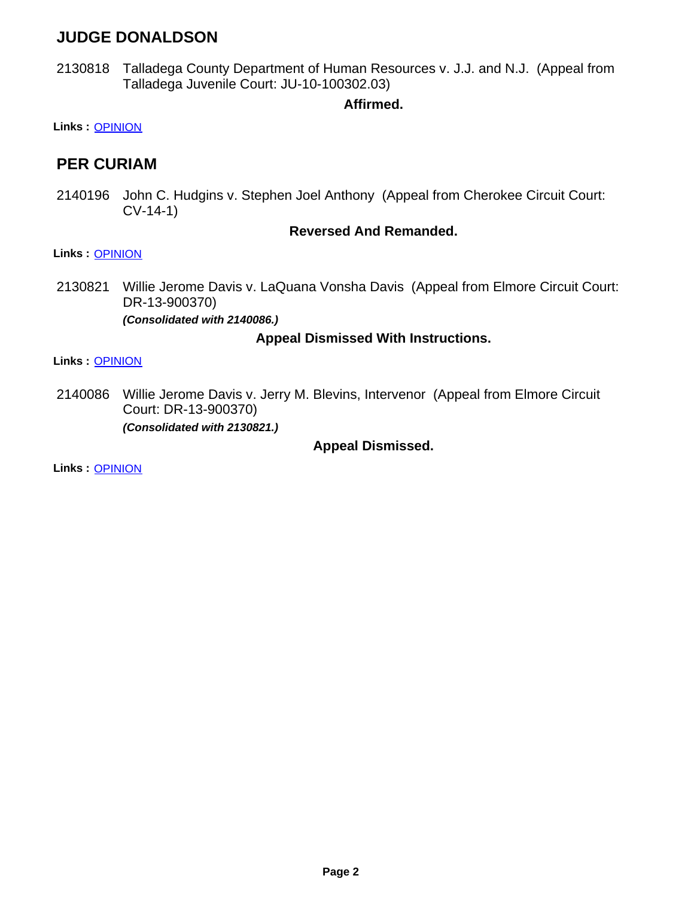## JUDGE DONALDSON

2130818 Talladega County Department of Human Resources v. J.J. and N.J. (Appeal from Talladega Juvenile Court: JU-10-100302.03)

**Affirmed.**

**Links :** OPINION

## PER CURIAM

2140196 John C. Hudgins v. Stephen Joel Anthony (Appeal from Cherokee Circuit Court: CV-14-1)

**Reversed And Remanded.**

**Links :** OPINION

2130821 Willie Jerome Davis v. LaQuana Vonsha Davis (Appeal from Elmore Circuit Court: DR-13-900370)

***(Consolidated with 2140086.)***

**Appeal Dismissed With Instructions.**

**Links :** OPINION

2140086 Willie Jerome Davis v. Jerry M. Blevins, Intervenor (Appeal from Elmore Circuit Court: DR-13-900370)

***(Consolidated with 2130821.)***

**Appeal Dismissed.**

**Links :** OPINION